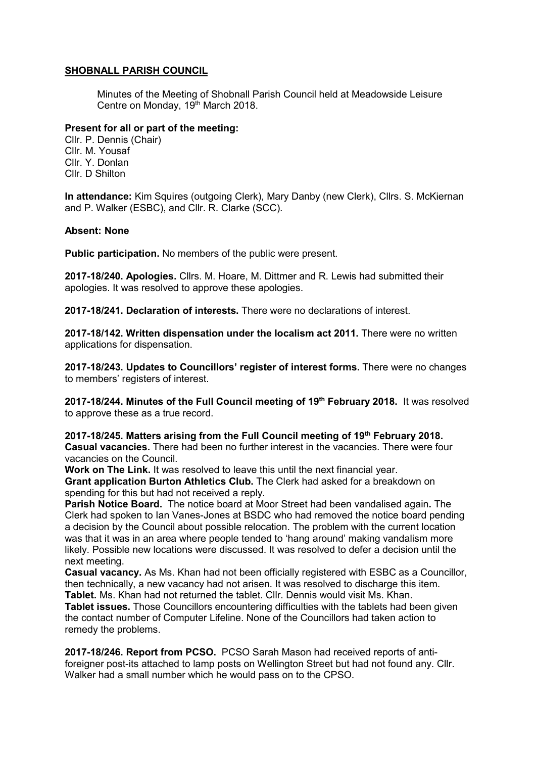## SHOBNALL PARISH COUNCIL

Minutes of the Meeting of Shobnall Parish Council held at Meadowside Leisure Centre on Monday, 19th March 2018.

**Present for all or part of the meeting:**
Cllr. P. Dennis (Chair)
Cllr. M. Yousaf
Cllr. Y. Donlan
Cllr. D Shilton

**In attendance:** Kim Squires (outgoing Clerk), Mary Danby (new Clerk), Cllrs. S. McKiernan and P. Walker (ESBC), and Cllr. R. Clarke (SCC).

**Absent: None**

**Public participation.** No members of the public were present.

**2017-18/240. Apologies.** Cllrs. M. Hoare, M. Dittmer and R. Lewis had submitted their apologies. It was resolved to approve these apologies.

**2017-18/241. Declaration of interests.** There were no declarations of interest.

**2017-18/142. Written dispensation under the localism act 2011.** There were no written applications for dispensation.

**2017-18/243. Updates to Councillors' register of interest forms.** There were no changes to members' registers of interest.

**2017-18/244. Minutes of the Full Council meeting of 19th February 2018.** It was resolved to approve these as a true record.

**2017-18/245. Matters arising from the Full Council meeting of 19th February 2018.**
**Casual vacancies.** There had been no further interest in the vacancies. There were four vacancies on the Council.
**Work on The Link.** It was resolved to leave this until the next financial year.
**Grant application Burton Athletics Club.** The Clerk had asked for a breakdown on spending for this but had not received a reply.
**Parish Notice Board.** The notice board at Moor Street had been vandalised again**.** The Clerk had spoken to Ian Vanes-Jones at BSDC who had removed the notice board pending a decision by the Council about possible relocation. The problem with the current location was that it was in an area where people tended to 'hang around' making vandalism more likely. Possible new locations were discussed. It was resolved to defer a decision until the next meeting.
**Casual vacancy.** As Ms. Khan had not been officially registered with ESBC as a Councillor, then technically, a new vacancy had not arisen. It was resolved to discharge this item.
**Tablet.** Ms. Khan had not returned the tablet. Cllr. Dennis would visit Ms. Khan.
**Tablet issues.** Those Councillors encountering difficulties with the tablets had been given the contact number of Computer Lifeline. None of the Councillors had taken action to remedy the problems.

**2017-18/246. Report from PCSO.** PCSO Sarah Mason had received reports of anti-foreigner post-its attached to lamp posts on Wellington Street but had not found any. Cllr. Walker had a small number which he would pass on to the CPSO.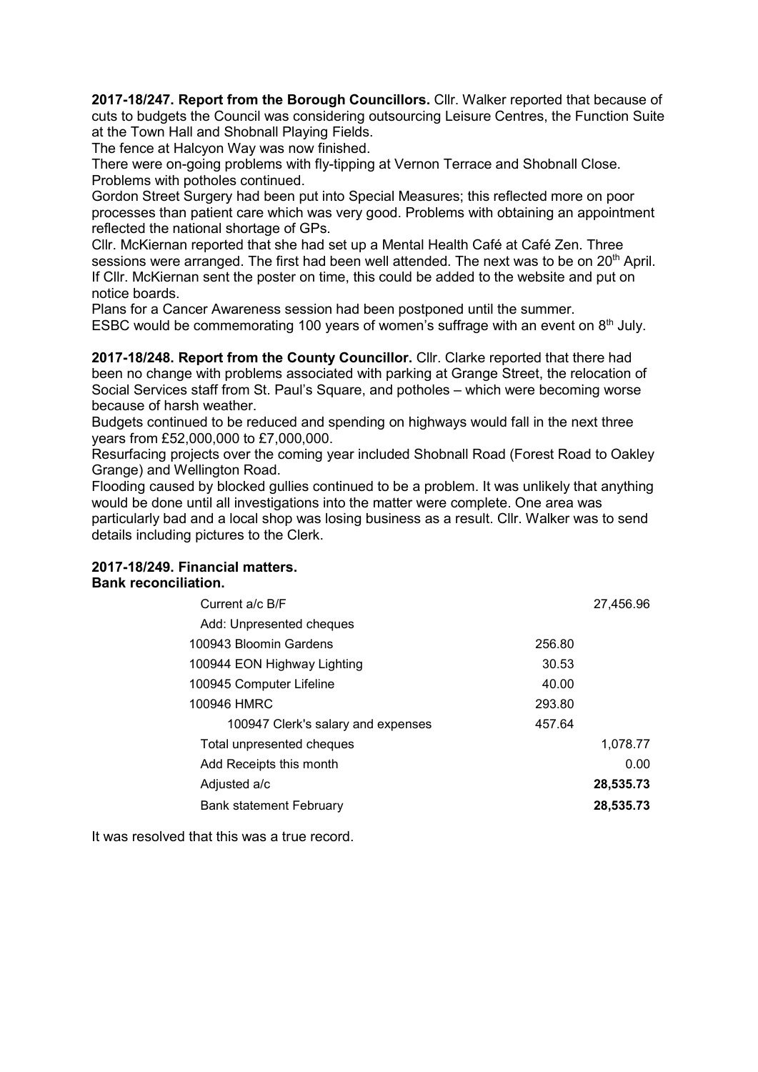**2017-18/247. Report from the Borough Councillors.** Cllr. Walker reported that because of cuts to budgets the Council was considering outsourcing Leisure Centres, the Function Suite at the Town Hall and Shobnall Playing Fields.

The fence at Halcyon Way was now finished.

There were on-going problems with fly-tipping at Vernon Terrace and Shobnall Close. Problems with potholes continued.

Gordon Street Surgery had been put into Special Measures; this reflected more on poor processes than patient care which was very good. Problems with obtaining an appointment reflected the national shortage of GPs.

Cllr. McKiernan reported that she had set up a Mental Health Café at Café Zen. Three sessions were arranged. The first had been well attended. The next was to be on 20th April. If Cllr. McKiernan sent the poster on time, this could be added to the website and put on notice boards.

Plans for a Cancer Awareness session had been postponed until the summer.

ESBC would be commemorating 100 years of women's suffrage with an event on 8th July.

**2017-18/248. Report from the County Councillor.** Cllr. Clarke reported that there had been no change with problems associated with parking at Grange Street, the relocation of Social Services staff from St. Paul's Square, and potholes – which were becoming worse because of harsh weather.

Budgets continued to be reduced and spending on highways would fall in the next three years from £52,000,000 to £7,000,000.

Resurfacing projects over the coming year included Shobnall Road (Forest Road to Oakley Grange) and Wellington Road.

Flooding caused by blocked gullies continued to be a problem. It was unlikely that anything would be done until all investigations into the matter were complete. One area was particularly bad and a local shop was losing business as a result. Cllr. Walker was to send details including pictures to the Clerk.

**2017-18/249. Financial matters.**
**Bank reconciliation.**

| | | |
|---|---|---|
| Current a/c B/F | | 27,456.96 |
| Add: Unpresented cheques | | |
| 100943 Bloomin Gardens | 256.80 | |
| 100944 EON Highway Lighting | 30.53 | |
| 100945 Computer Lifeline | 40.00 | |
| 100946 HMRC | 293.80 | |
| 100947 Clerk's salary and expenses | 457.64 | |
| Total unpresented cheques | | 1,078.77 |
| Add Receipts this month | | 0.00 |
| Adjusted a/c | | **28,535.73** |
| Bank statement February | | **28,535.73** |

It was resolved that this was a true record.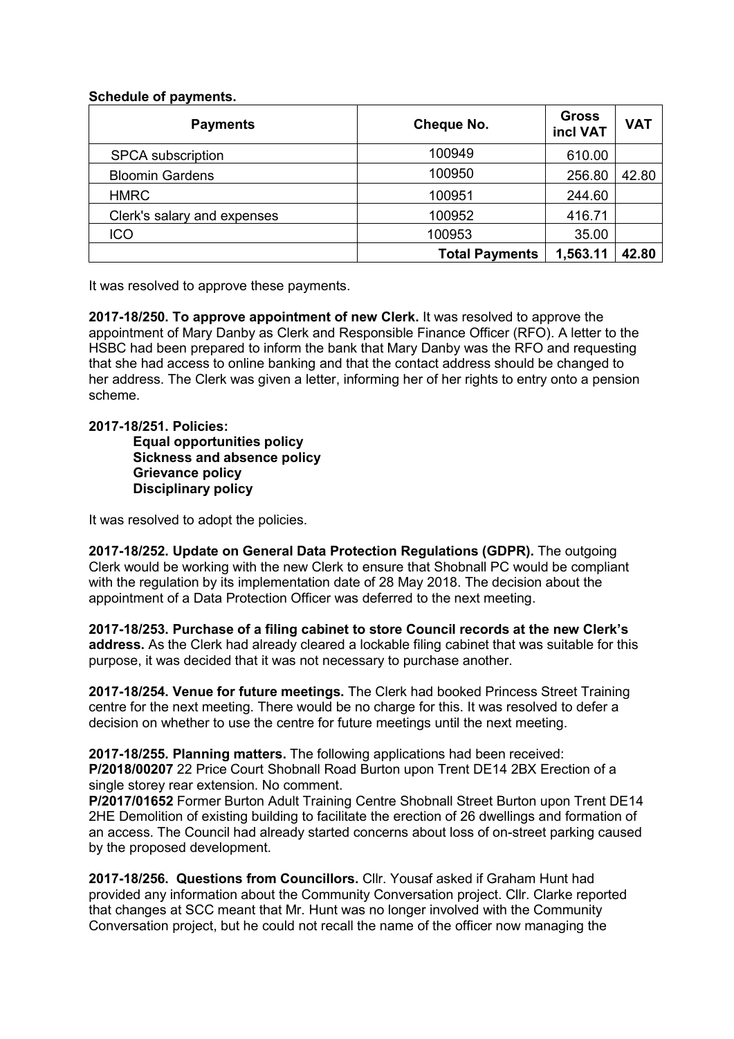**Schedule of payments.**

| Payments | Cheque No. | Gross incl VAT | VAT |
|---|---|---|---|
| SPCA subscription | 100949 | 610.00 | |
| Bloomin Gardens | 100950 | 256.80 | 42.80 |
| HMRC | 100951 | 244.60 | |
| Clerk's salary and expenses | 100952 | 416.71 | |
| ICO | 100953 | 35.00 | |
| | **Total Payments** | **1,563.11** | **42.80** |

It was resolved to approve these payments.

**2017-18/250. To approve appointment of new Clerk.** It was resolved to approve the appointment of Mary Danby as Clerk and Responsible Finance Officer (RFO). A letter to the HSBC had been prepared to inform the bank that Mary Danby was the RFO and requesting that she had access to online banking and that the contact address should be changed to her address. The Clerk was given a letter, informing her of her rights to entry onto a pension scheme.

**2017-18/251. Policies:**

**Equal opportunities policy**
**Sickness and absence policy**
**Grievance policy**
**Disciplinary policy**

It was resolved to adopt the policies.

**2017-18/252. Update on General Data Protection Regulations (GDPR).** The outgoing Clerk would be working with the new Clerk to ensure that Shobnall PC would be compliant with the regulation by its implementation date of 28 May 2018. The decision about the appointment of a Data Protection Officer was deferred to the next meeting.

**2017-18/253. Purchase of a filing cabinet to store Council records at the new Clerk's address.** As the Clerk had already cleared a lockable filing cabinet that was suitable for this purpose, it was decided that it was not necessary to purchase another.

**2017-18/254. Venue for future meetings.** The Clerk had booked Princess Street Training centre for the next meeting. There would be no charge for this. It was resolved to defer a decision on whether to use the centre for future meetings until the next meeting.

**2017-18/255. Planning matters.** The following applications had been received:
**P/2018/00207** 22 Price Court Shobnall Road Burton upon Trent DE14 2BX Erection of a single storey rear extension. No comment.
**P/2017/01652** Former Burton Adult Training Centre Shobnall Street Burton upon Trent DE14 2HE Demolition of existing building to facilitate the erection of 26 dwellings and formation of an access. The Council had already started concerns about loss of on-street parking caused by the proposed development.

**2017-18/256. Questions from Councillors.** Cllr. Yousaf asked if Graham Hunt had provided any information about the Community Conversation project. Cllr. Clarke reported that changes at SCC meant that Mr. Hunt was no longer involved with the Community Conversation project, but he could not recall the name of the officer now managing the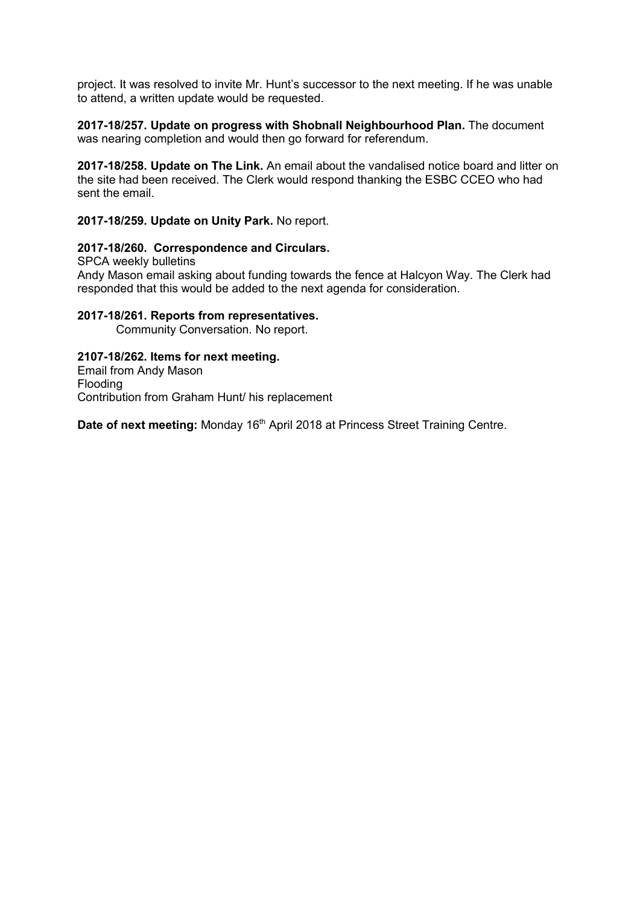project. It was resolved to invite Mr. Hunt's successor to the next meeting. If he was unable to attend, a written update would be requested.

**2017-18/257. Update on progress with Shobnall Neighbourhood Plan.** The document was nearing completion and would then go forward for referendum.

**2017-18/258. Update on The Link.** An email about the vandalised notice board and litter on the site had been received. The Clerk would respond thanking the ESBC CCEO who had sent the email.

**2017-18/259. Update on Unity Park.** No report.

**2017-18/260. Correspondence and Circulars.**

SPCA weekly bulletins

Andy Mason email asking about funding towards the fence at Halcyon Way. The Clerk had responded that this would be added to the next agenda for consideration.

**2017-18/261. Reports from representatives.**

Community Conversation. No report.

**2107-18/262. Items for next meeting.**

Email from Andy Mason

Flooding

Contribution from Graham Hunt/ his replacement

**Date of next meeting:** Monday 16th April 2018 at Princess Street Training Centre.